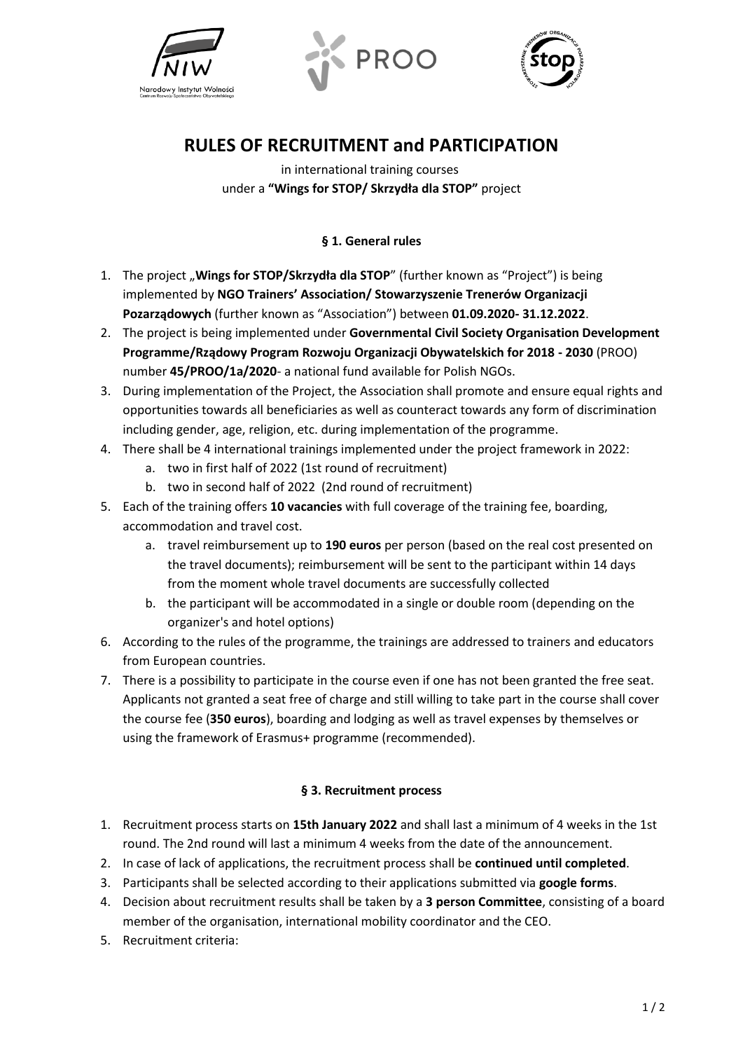# RULES OF RECRUITMENT and PARTICIPATION

in international training courses
under a **"Wings for STOP/ Skrzydła dla STOP"** project

### § 1. General rules

1. The project „**Wings for STOP/Skrzydła dla STOP**" (further known as "Project") is being implemented by **NGO Trainers' Association/ Stowarzyszenie Trenerów Organizacji Pozarządowych** (further known as "Association") between **01.09.2020- 31.12.2022**.
2. The project is being implemented under **Governmental Civil Society Organisation Development Programme/Rządowy Program Rozwoju Organizacji Obywatelskich for 2018 - 2030** (PROO) number **45/PROO/1a/2020**- a national fund available for Polish NGOs.
3. During implementation of the Project, the Association shall promote and ensure equal rights and opportunities towards all beneficiaries as well as counteract towards any form of discrimination including gender, age, religion, etc. during implementation of the programme.
4. There shall be 4 international trainings implemented under the project framework in 2022:
   a. two in first half of 2022 (1st round of recruitment)
   b. two in second half of 2022 (2nd round of recruitment)
5. Each of the training offers **10 vacancies** with full coverage of the training fee, boarding, accommodation and travel cost.
   a. travel reimbursement up to **190 euros** per person (based on the real cost presented on the travel documents); reimbursement will be sent to the participant within 14 days from the moment whole travel documents are successfully collected
   b. the participant will be accommodated in a single or double room (depending on the organizer's and hotel options)
6. According to the rules of the programme, the trainings are addressed to trainers and educators from European countries.
7. There is a possibility to participate in the course even if one has not been granted the free seat. Applicants not granted a seat free of charge and still willing to take part in the course shall cover the course fee (**350 euros**), boarding and lodging as well as travel expenses by themselves or using the framework of Erasmus+ programme (recommended).

### § 3. Recruitment process

1. Recruitment process starts on **15th January 2022** and shall last a minimum of 4 weeks in the 1st round. The 2nd round will last a minimum 4 weeks from the date of the announcement.
2. In case of lack of applications, the recruitment process shall be **continued until completed**.
3. Participants shall be selected according to their applications submitted via **google forms**.
4. Decision about recruitment results shall be taken by a **3 person Committee**, consisting of a board member of the organisation, international mobility coordinator and the CEO.
5. Recruitment criteria: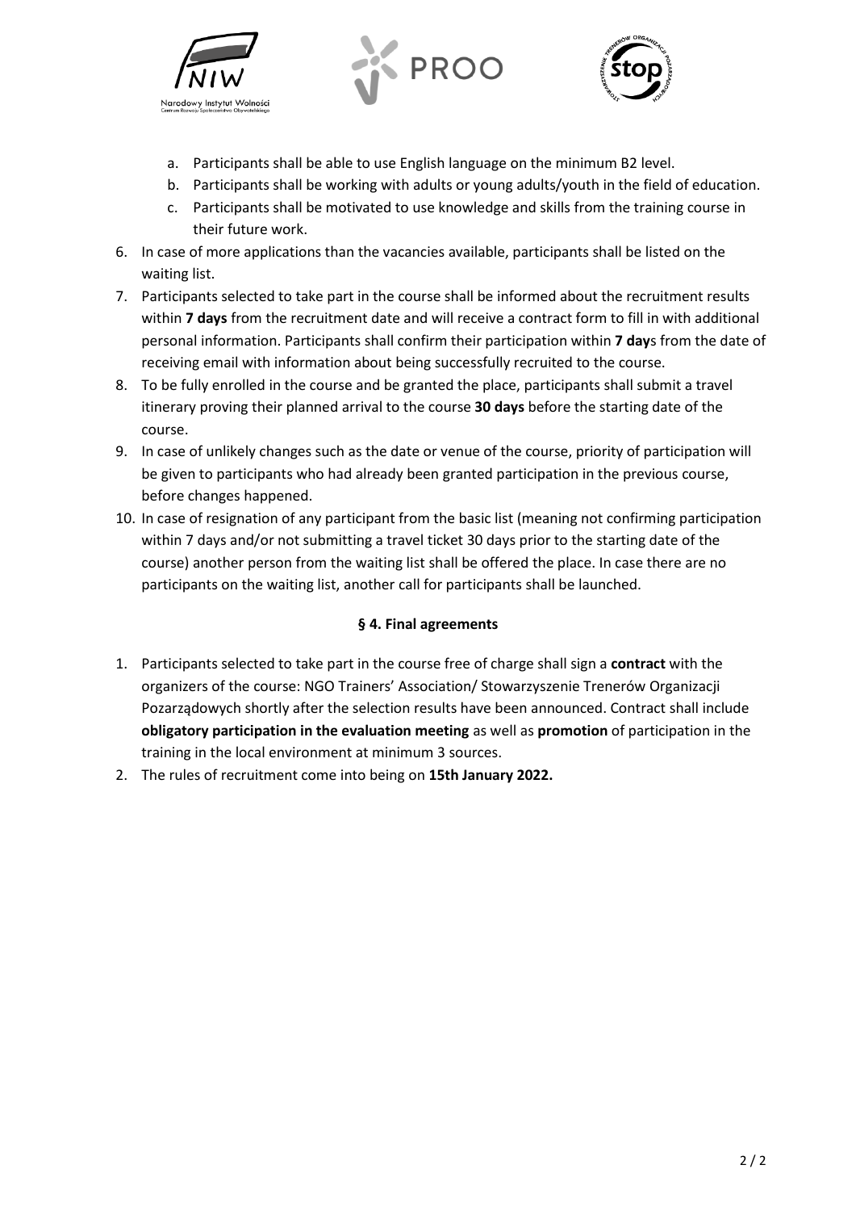a. Participants shall be able to use English language on the minimum B2 level.
b. Participants shall be working with adults or young adults/youth in the field of education.
c. Participants shall be motivated to use knowledge and skills from the training course in their future work.

6. In case of more applications than the vacancies available, participants shall be listed on the waiting list.
7. Participants selected to take part in the course shall be informed about the recruitment results within **7 days** from the recruitment date and will receive a contract form to fill in with additional personal information. Participants shall confirm their participation within **7 day**s from the date of receiving email with information about being successfully recruited to the course.
8. To be fully enrolled in the course and be granted the place, participants shall submit a travel itinerary proving their planned arrival to the course **30 days** before the starting date of the course.
9. In case of unlikely changes such as the date or venue of the course, priority of participation will be given to participants who had already been granted participation in the previous course, before changes happened.
10. In case of resignation of any participant from the basic list (meaning not confirming participation within 7 days and/or not submitting a travel ticket 30 days prior to the starting date of the course) another person from the waiting list shall be offered the place. In case there are no participants on the waiting list, another call for participants shall be launched.

### § 4. Final agreements

1. Participants selected to take part in the course free of charge shall sign a **contract** with the organizers of the course: NGO Trainers' Association/ Stowarzyszenie Trenerów Organizacji Pozarządowych shortly after the selection results have been announced. Contract shall include **obligatory participation in the evaluation meeting** as well as **promotion** of participation in the training in the local environment at minimum 3 sources.
2. The rules of recruitment come into being on **15th January 2022.**